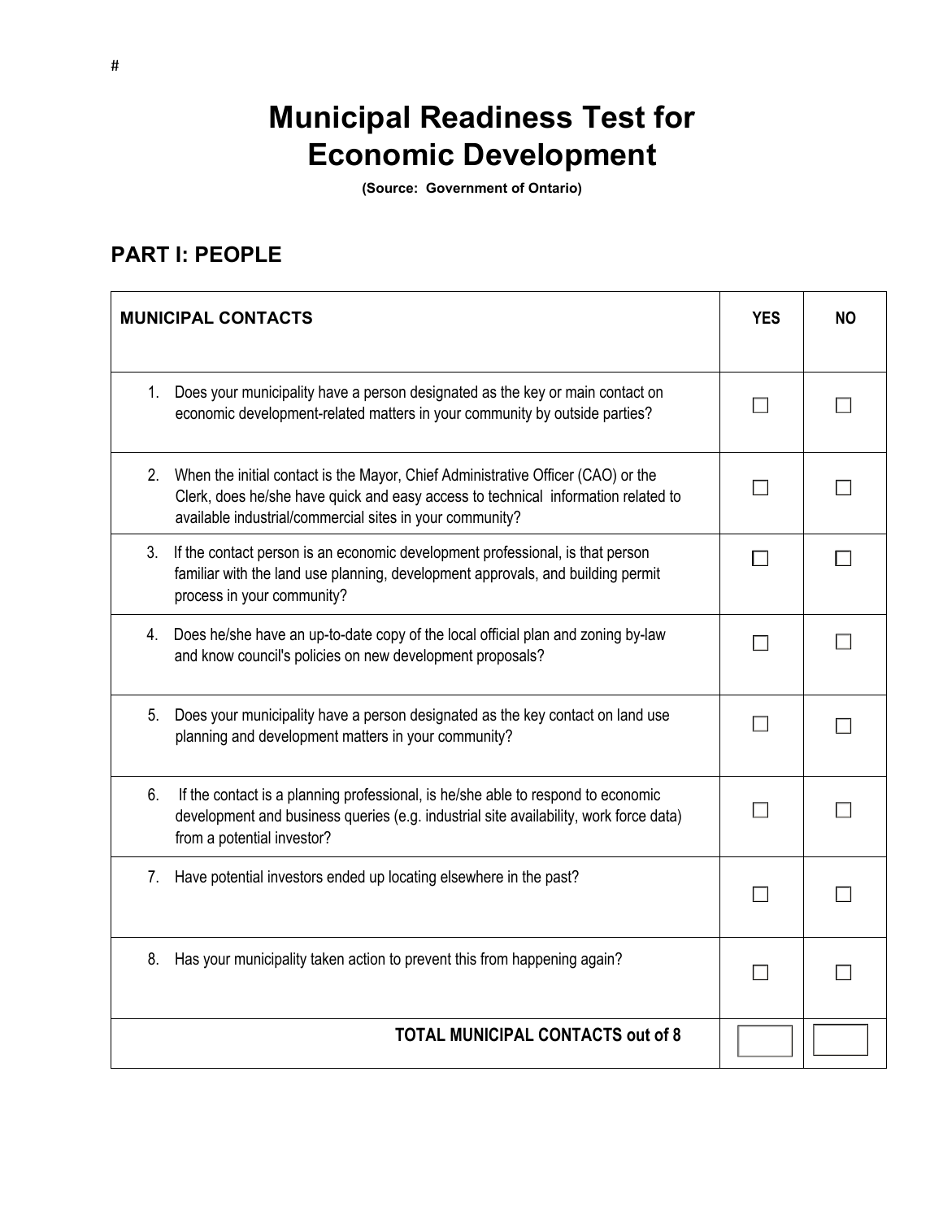# Municipal Readiness Test for Economic Development

**(Source: Government of Ontario)**

## PART I: PEOPLE

| MUNICIPAL CONTACTS | YES | NO |
|---|---|---|
| 1. Does your municipality have a person designated as the key or main contact on economic development-related matters in your community by outside parties? | ☐ | ☐ |
| 2. When the initial contact is the Mayor, Chief Administrative Officer (CAO) or the Clerk, does he/she have quick and easy access to technical information related to available industrial/commercial sites in your community? | ☐ | ☐ |
| 3. If the contact person is an economic development professional, is that person familiar with the land use planning, development approvals, and building permit process in your community? | ☐ | ☐ |
| 4. Does he/she have an up-to-date copy of the local official plan and zoning by-law and know council's policies on new development proposals? | ☐ | ☐ |
| 5. Does your municipality have a person designated as the key contact on land use planning and development matters in your community? | ☐ | ☐ |
| 6. If the contact is a planning professional, is he/she able to respond to economic development and business queries (e.g. industrial site availability, work force data) from a potential investor? | ☐ | ☐ |
| 7. Have potential investors ended up locating elsewhere in the past? | ☐ | ☐ |
| 8. Has your municipality taken action to prevent this from happening again? | ☐ | ☐ |
| **TOTAL MUNICIPAL CONTACTS out of 8** | | |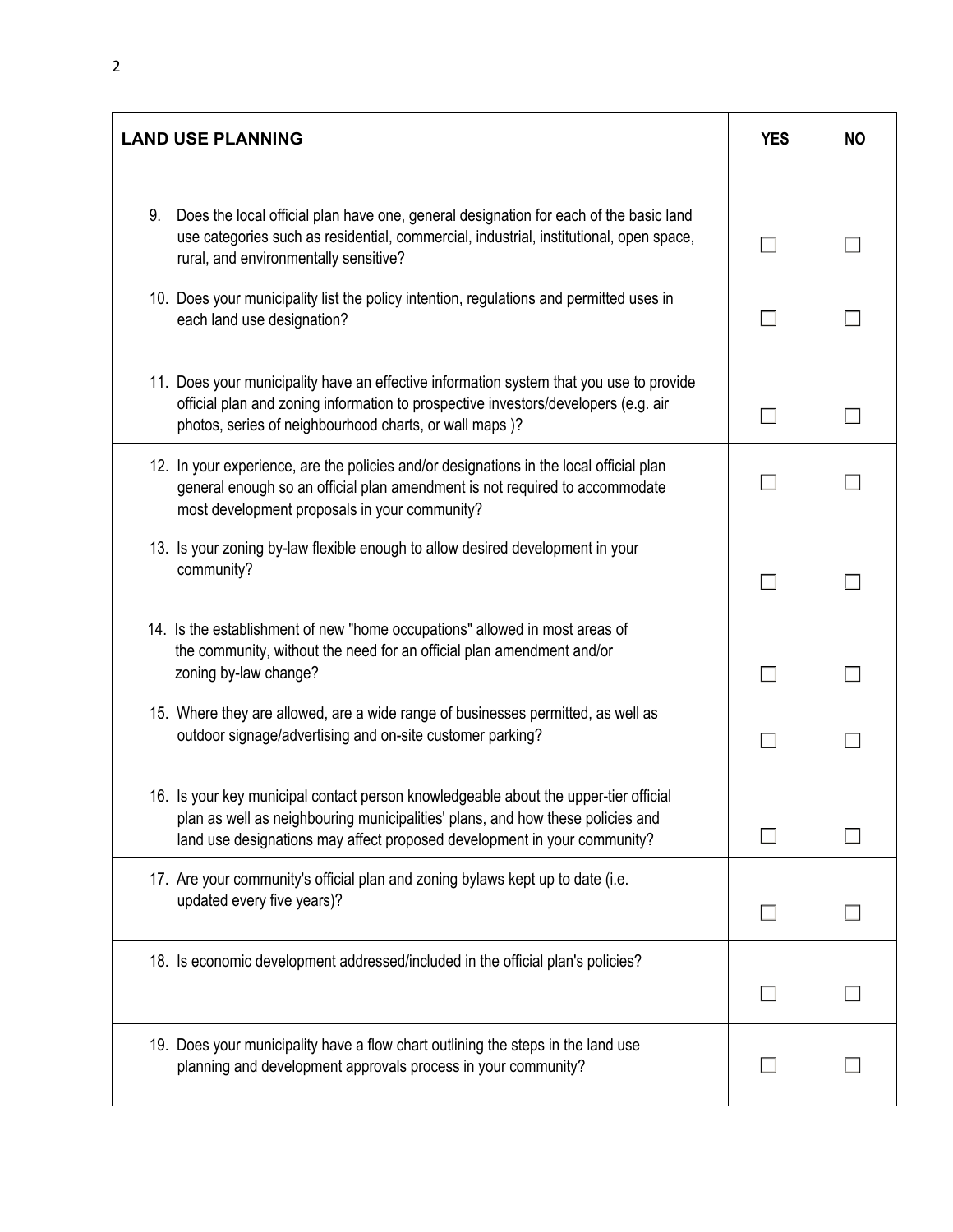| LAND USE PLANNING | YES | NO |
| --- | --- | --- |
| 9. Does the local official plan have one, general designation for each of the basic land use categories such as residential, commercial, industrial, institutional, open space, rural, and environmentally sensitive? | ☐ | ☐ |
| 10. Does your municipality list the policy intention, regulations and permitted uses in each land use designation? | ☐ | ☐ |
| 11. Does your municipality have an effective information system that you use to provide official plan and zoning information to prospective investors/developers (e.g. air photos, series of neighbourhood charts, or wall maps )? | ☐ | ☐ |
| 12. In your experience, are the policies and/or designations in the local official plan general enough so an official plan amendment is not required to accommodate most development proposals in your community? | ☐ | ☐ |
| 13. Is your zoning by-law flexible enough to allow desired development in your community? | ☐ | ☐ |
| 14. Is the establishment of new "home occupations" allowed in most areas of the community, without the need for an official plan amendment and/or zoning by-law change? | ☐ | ☐ |
| 15. Where they are allowed, are a wide range of businesses permitted, as well as outdoor signage/advertising and on-site customer parking? | ☐ | ☐ |
| 16. Is your key municipal contact person knowledgeable about the upper-tier official plan as well as neighbouring municipalities' plans, and how these policies and land use designations may affect proposed development in your community? | ☐ | ☐ |
| 17. Are your community's official plan and zoning bylaws kept up to date (i.e. updated every five years)? | ☐ | ☐ |
| 18. Is economic development addressed/included in the official plan's policies? | ☐ | ☐ |
| 19. Does your municipality have a flow chart outlining the steps in the land use planning and development approvals process in your community? | ☐ | ☐ |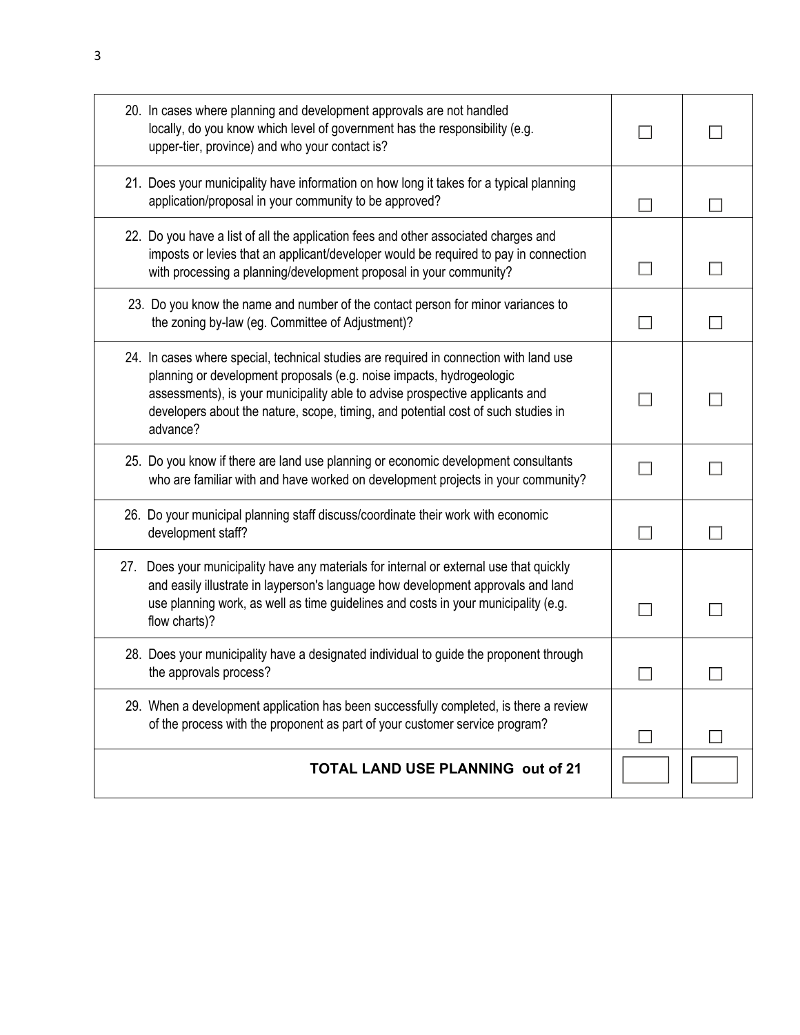| | | |
|---|---|---|
| 20. In cases where planning and development approvals are not handled locally, do you know which level of government has the responsibility (e.g. upper-tier, province) and who your contact is? | ☐ | ☐ |
| 21. Does your municipality have information on how long it takes for a typical planning application/proposal in your community to be approved? | ☐ | ☐ |
| 22. Do you have a list of all the application fees and other associated charges and imposts or levies that an applicant/developer would be required to pay in connection with processing a planning/development proposal in your community? | ☐ | ☐ |
| 23. Do you know the name and number of the contact person for minor variances to the zoning by-law (eg. Committee of Adjustment)? | ☐ | ☐ |
| 24. In cases where special, technical studies are required in connection with land use planning or development proposals (e.g. noise impacts, hydrogeologic assessments), is your municipality able to advise prospective applicants and developers about the nature, scope, timing, and potential cost of such studies in advance? | ☐ | ☐ |
| 25. Do you know if there are land use planning or economic development consultants who are familiar with and have worked on development projects in your community? | ☐ | ☐ |
| 26. Do your municipal planning staff discuss/coordinate their work with economic development staff? | ☐ | ☐ |
| 27. Does your municipality have any materials for internal or external use that quickly and easily illustrate in layperson's language how development approvals and land use planning work, as well as time guidelines and costs in your municipality (e.g. flow charts)? | ☐ | ☐ |
| 28. Does your municipality have a designated individual to guide the proponent through the approvals process? | ☐ | ☐ |
| 29. When a development application has been successfully completed, is there a review of the process with the proponent as part of your customer service program? | ☐ | ☐ |
| **TOTAL LAND USE PLANNING out of 21** | | |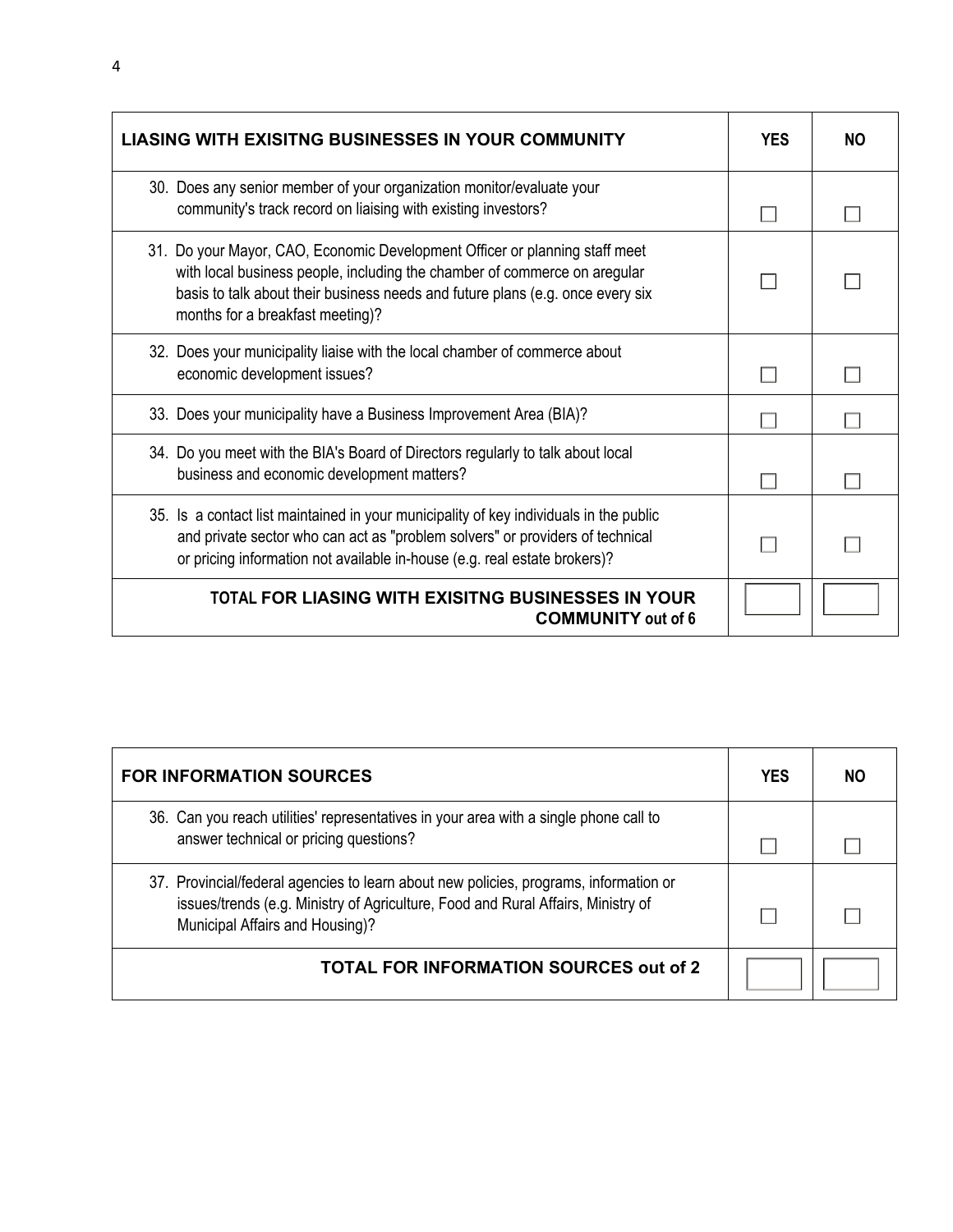| LIASING WITH EXISITNG BUSINESSES IN YOUR COMMUNITY | YES | NO |
|---|---|---|
| 30. Does any senior member of your organization monitor/evaluate your community's track record on liaising with existing investors? | ☐ | ☐ |
| 31. Do your Mayor, CAO, Economic Development Officer or planning staff meet with local business people, including the chamber of commerce on aregular basis to talk about their business needs and future plans (e.g. once every six months for a breakfast meeting)? | ☐ | ☐ |
| 32. Does your municipality liaise with the local chamber of commerce about economic development issues? | ☐ | ☐ |
| 33. Does your municipality have a Business Improvement Area (BIA)? | ☐ | ☐ |
| 34. Do you meet with the BIA's Board of Directors regularly to talk about local business and economic development matters? | ☐ | ☐ |
| 35. Is a contact list maintained in your municipality of key individuals in the public and private sector who can act as "problem solvers" or providers of technical or pricing information not available in-house (e.g. real estate brokers)? | ☐ | ☐ |
| **TOTAL FOR LIASING WITH EXISITNG BUSINESSES IN YOUR COMMUNITY out of 6** | | |

| FOR INFORMATION SOURCES | YES | NO |
|---|---|---|
| 36. Can you reach utilities' representatives in your area with a single phone call to answer technical or pricing questions? | ☐ | ☐ |
| 37. Provincial/federal agencies to learn about new policies, programs, information or issues/trends (e.g. Ministry of Agriculture, Food and Rural Affairs, Ministry of Municipal Affairs and Housing)? | ☐ | ☐ |
| **TOTAL FOR INFORMATION SOURCES out of 2** | | |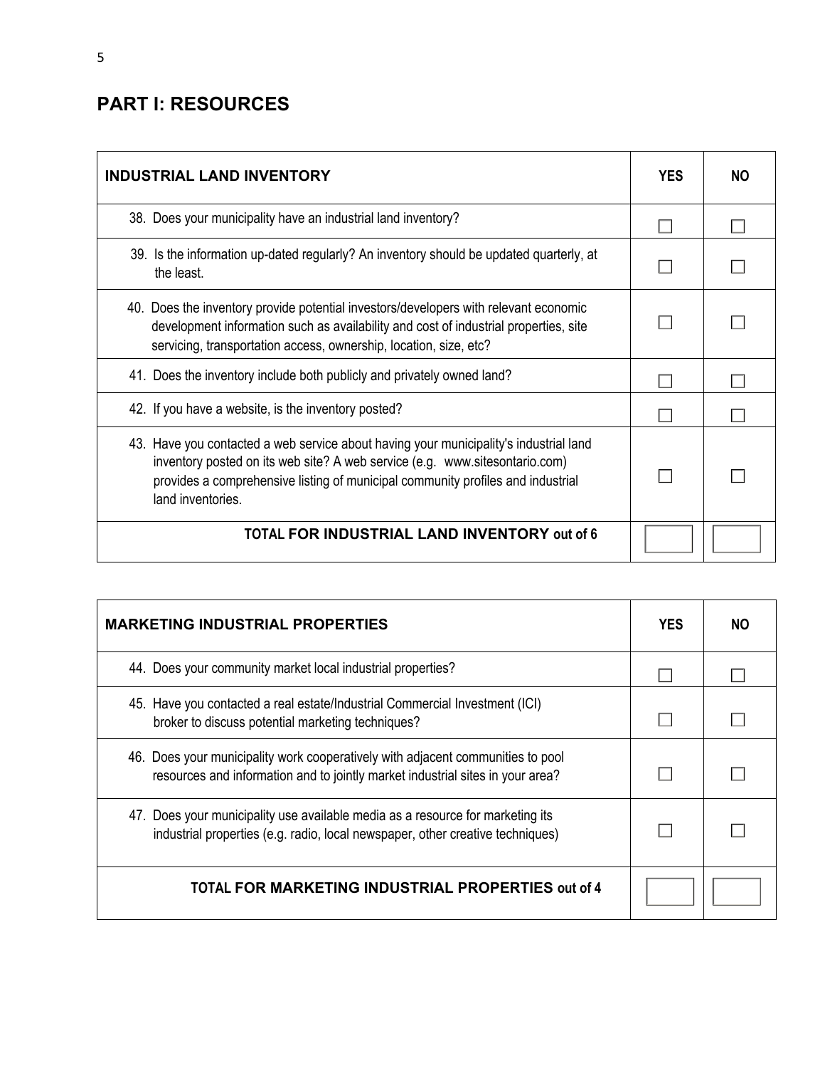## PART I: RESOURCES

| INDUSTRIAL LAND INVENTORY | YES | NO |
| --- | --- | --- |
| 38. Does your municipality have an industrial land inventory? | ☐ | ☐ |
| 39. Is the information up-dated regularly? An inventory should be updated quarterly, at the least. | ☐ | ☐ |
| 40. Does the inventory provide potential investors/developers with relevant economic development information such as availability and cost of industrial properties, site servicing, transportation access, ownership, location, size, etc? | ☐ | ☐ |
| 41. Does the inventory include both publicly and privately owned land? | ☐ | ☐ |
| 42. If you have a website, is the inventory posted? | ☐ | ☐ |
| 43. Have you contacted a web service about having your municipality's industrial land inventory posted on its web site? A web service (e.g. www.sitesontario.com) provides a comprehensive listing of municipal community profiles and industrial land inventories. | ☐ | ☐ |
| **TOTAL FOR INDUSTRIAL LAND INVENTORY out of 6** | | |

| MARKETING INDUSTRIAL PROPERTIES | YES | NO |
| --- | --- | --- |
| 44. Does your community market local industrial properties? | ☐ | ☐ |
| 45. Have you contacted a real estate/Industrial Commercial Investment (ICI) broker to discuss potential marketing techniques? | ☐ | ☐ |
| 46. Does your municipality work cooperatively with adjacent communities to pool resources and information and to jointly market industrial sites in your area? | ☐ | ☐ |
| 47. Does your municipality use available media as a resource for marketing its industrial properties (e.g. radio, local newspaper, other creative techniques) | ☐ | ☐ |
| **TOTAL FOR MARKETING INDUSTRIAL PROPERTIES out of 4** | | |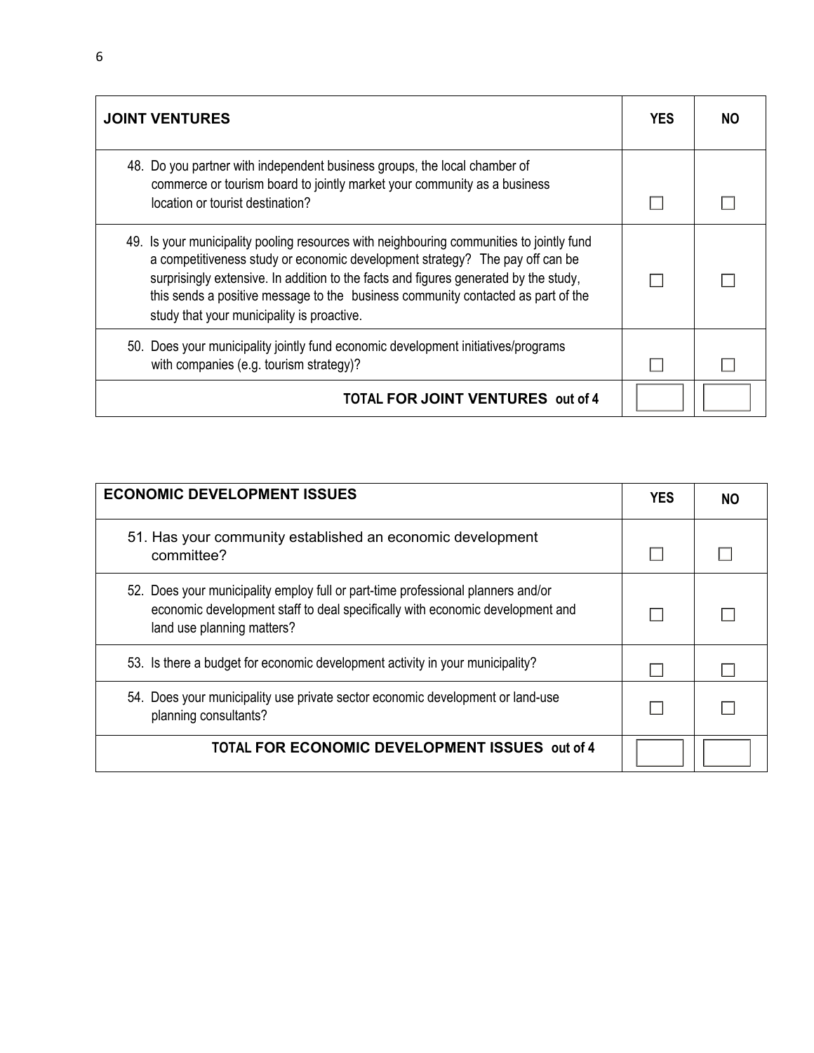| JOINT VENTURES | YES | NO |
|---|---|---|
| 48. Do you partner with independent business groups, the local chamber of commerce or tourism board to jointly market your community as a business location or tourist destination? | ☐ | ☐ |
| 49. Is your municipality pooling resources with neighbouring communities to jointly fund a competitiveness study or economic development strategy? The pay off can be surprisingly extensive. In addition to the facts and figures generated by the study, this sends a positive message to the business community contacted as part of the study that your municipality is proactive. | ☐ | ☐ |
| 50. Does your municipality jointly fund economic development initiatives/programs with companies (e.g. tourism strategy)? | ☐ | ☐ |
| **TOTAL FOR JOINT VENTURES out of 4** | | |

| ECONOMIC DEVELOPMENT ISSUES | YES | NO |
|---|---|---|
| 51. Has your community established an economic development committee? | ☐ | ☐ |
| 52. Does your municipality employ full or part-time professional planners and/or economic development staff to deal specifically with economic development and land use planning matters? | ☐ | ☐ |
| 53. Is there a budget for economic development activity in your municipality? | ☐ | ☐ |
| 54. Does your municipality use private sector economic development or land-use planning consultants? | ☐ | ☐ |
| **TOTAL FOR ECONOMIC DEVELOPMENT ISSUES out of 4** | | |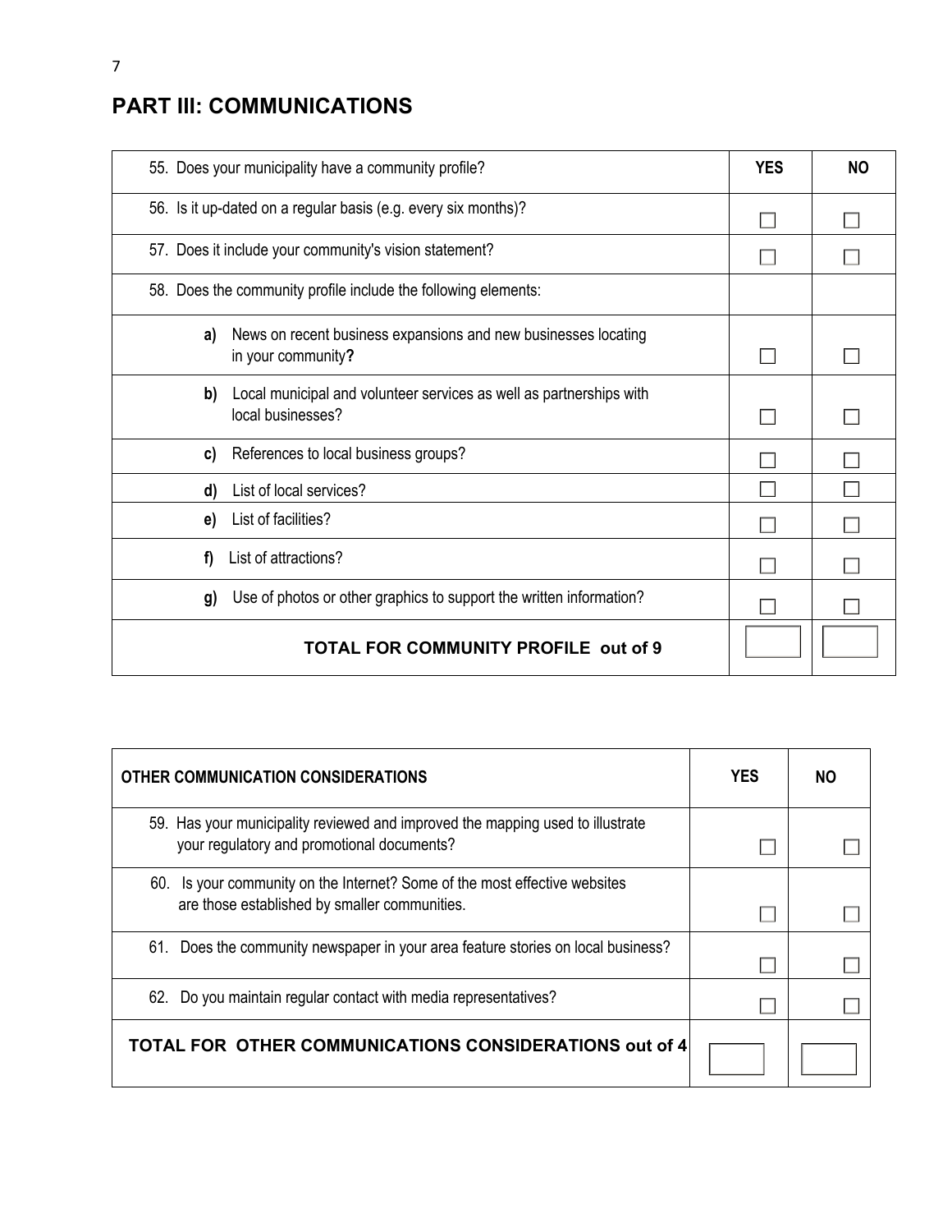## PART III: COMMUNICATIONS

| 55. Does your municipality have a community profile? | YES | NO |
|---|---|---|
| 56. Is it up-dated on a regular basis (e.g. every six months)? | ☐ | ☐ |
| 57. Does it include your community's vision statement? | ☐ | ☐ |
| 58. Does the community profile include the following elements: | | |
| **a)** News on recent business expansions and new businesses locating in your community**?** | ☐ | ☐ |
| **b)** Local municipal and volunteer services as well as partnerships with local businesses? | ☐ | ☐ |
| **c)** References to local business groups? | ☐ | ☐ |
| **d)** List of local services? | ☐ | ☐ |
| **e)** List of facilities? | ☐ | ☐ |
| **f)** List of attractions? | ☐ | ☐ |
| **g)** Use of photos or other graphics to support the written information? | ☐ | ☐ |
| **TOTAL FOR COMMUNITY PROFILE out of 9** | | |

| OTHER COMMUNICATION CONSIDERATIONS | YES | NO |
|---|---|---|
| 59. Has your municipality reviewed and improved the mapping used to illustrate your regulatory and promotional documents? | ☐ | ☐ |
| 60. Is your community on the Internet? Some of the most effective websites are those established by smaller communities. | ☐ | ☐ |
| 61. Does the community newspaper in your area feature stories on local business? | ☐ | ☐ |
| 62. Do you maintain regular contact with media representatives? | ☐ | ☐ |
| **TOTAL FOR OTHER COMMUNICATIONS CONSIDERATIONS out of 4** | | |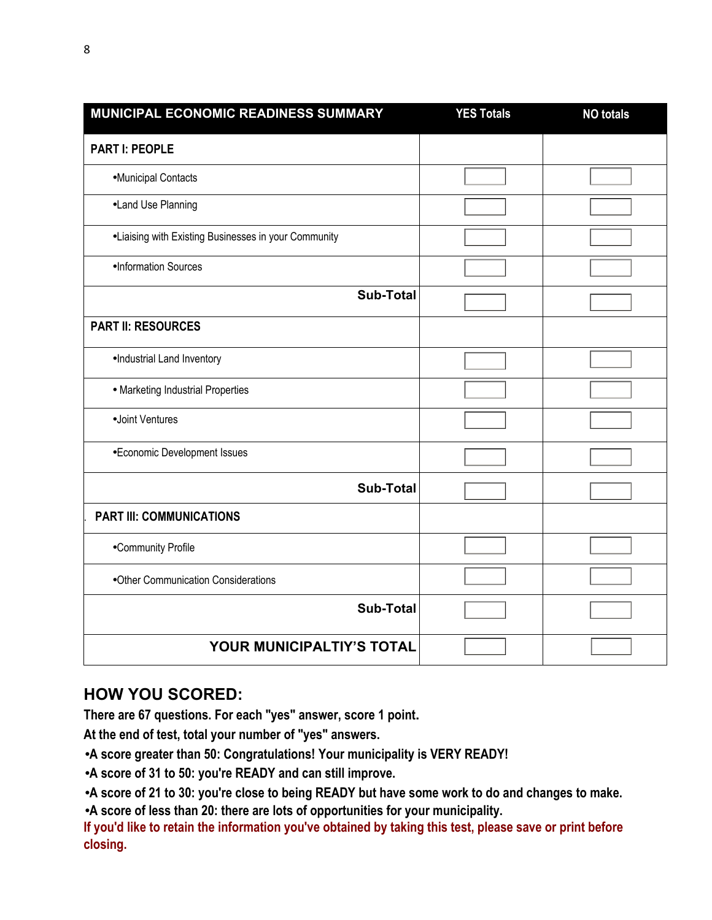| MUNICIPAL ECONOMIC READINESS SUMMARY | YES Totals | NO totals |
|---|---|---|
| **PART I: PEOPLE** | | |
| •Municipal Contacts | | |
| •Land Use Planning | | |
| •Liaising with Existing Businesses in your Community | | |
| •Information Sources | | |
| **Sub-Total** | | |
| **PART II: RESOURCES** | | |
| •Industrial Land Inventory | | |
| • Marketing Industrial Properties | | |
| •Joint Ventures | | |
| •Economic Development Issues | | |
| **Sub-Total** | | |
| **PART III: COMMUNICATIONS** | | |
| •Community Profile | | |
| •Other Communication Considerations | | |
| **Sub-Total** | | |
| **YOUR MUNICIPALTIY'S TOTAL** | | |

## HOW YOU SCORED:

**There are 67 questions. For each "yes" answer, score 1 point.**

**At the end of test, total your number of "yes" answers.**

- **A score greater than 50: Congratulations! Your municipality is VERY READY!**
- **A score of 31 to 50: you're READY and can still improve.**
- **A score of 21 to 30: you're close to being READY but have some work to do and changes to make.**
- **A score of less than 20: there are lots of opportunities for your municipality.**

**If you'd like to retain the information you've obtained by taking this test, please save or print before closing.**